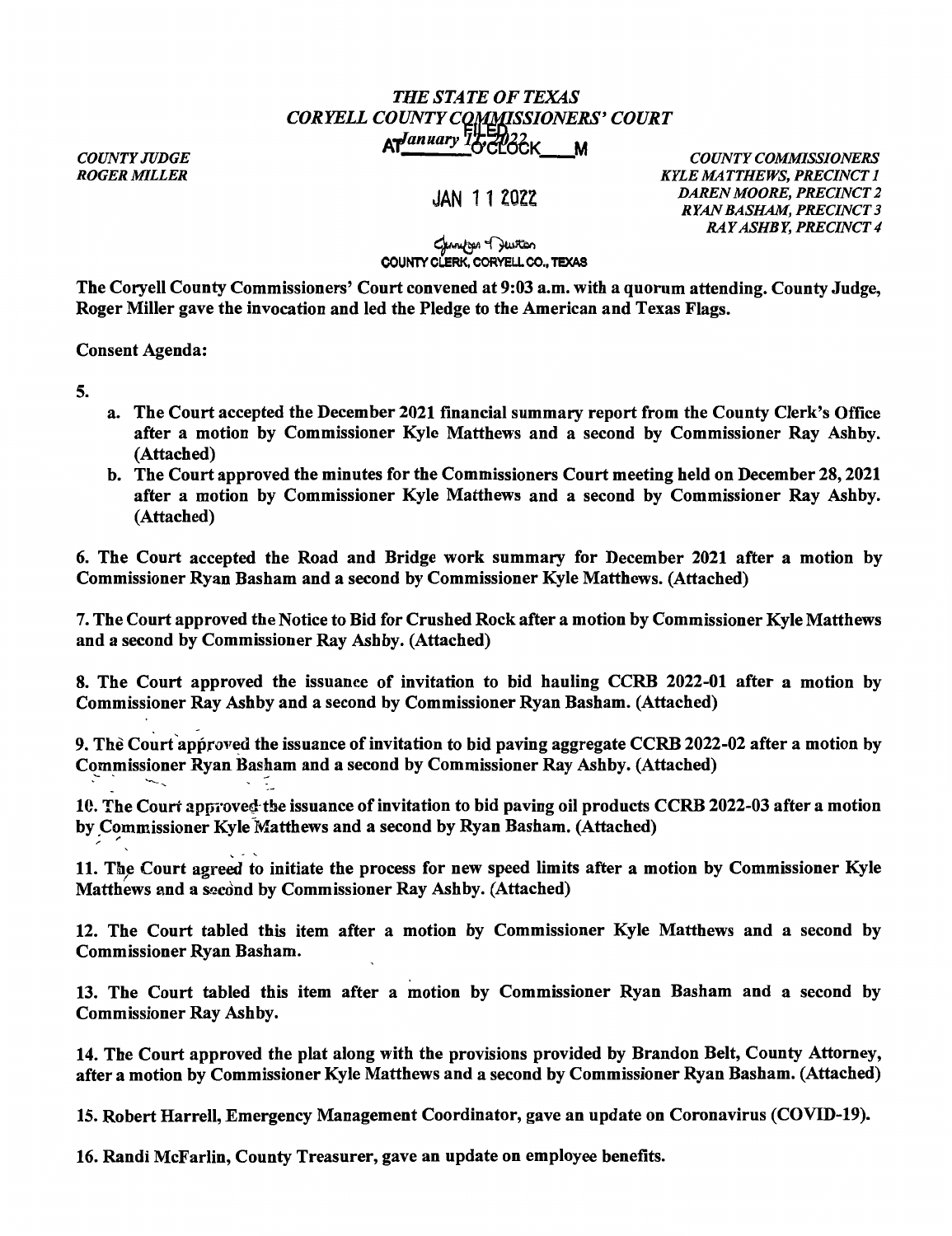*THE STATE OF TEXAS*
*CORYELL COUNTY COMMISSIONERS' COURT*
*January 11, 2022*

FILED AT ____ O'CLOCK ____ M

JAN 11 2022

COUNTY CLERK, CORYELL CO., TEXAS

*COUNTY JUDGE*
*ROGER MILLER*

*COUNTY COMMISSIONERS*
*KYLE MATTHEWS, PRECINCT 1*
*DAREN MOORE, PRECINCT 2*
*RYAN BASHAM, PRECINCT 3*
*RAY ASHBY, PRECINCT 4*

**The Coryell County Commissioners' Court convened at 9:03 a.m. with a quorum attending. County Judge, Roger Miller gave the invocation and led the Pledge to the American and Texas Flags.**

**Consent Agenda:**

**5.**

a. **The Court accepted the December 2021 financial summary report from the County Clerk's Office after a motion by Commissioner Kyle Matthews and a second by Commissioner Ray Ashby. (Attached)**

b. **The Court approved the minutes for the Commissioners Court meeting held on December 28, 2021 after a motion by Commissioner Kyle Matthews and a second by Commissioner Ray Ashby. (Attached)**

**6. The Court accepted the Road and Bridge work summary for December 2021 after a motion by Commissioner Ryan Basham and a second by Commissioner Kyle Matthews. (Attached)**

**7. The Court approved the Notice to Bid for Crushed Rock after a motion by Commissioner Kyle Matthews and a second by Commissioner Ray Ashby. (Attached)**

**8. The Court approved the issuance of invitation to bid hauling CCRB 2022-01 after a motion by Commissioner Ray Ashby and a second by Commissioner Ryan Basham. (Attached)**

**9. The Court approved the issuance of invitation to bid paving aggregate CCRB 2022-02 after a motion by Commissioner Ryan Basham and a second by Commissioner Ray Ashby. (Attached)**

**10. The Court approved the issuance of invitation to bid paving oil products CCRB 2022-03 after a motion by Commissioner Kyle Matthews and a second by Ryan Basham. (Attached)**

**11. The Court agreed to initiate the process for new speed limits after a motion by Commissioner Kyle Matthews and a second by Commissioner Ray Ashby. (Attached)**

**12. The Court tabled this item after a motion by Commissioner Kyle Matthews and a second by Commissioner Ryan Basham.**

**13. The Court tabled this item after a motion by Commissioner Ryan Basham and a second by Commissioner Ray Ashby.**

**14. The Court approved the plat along with the provisions provided by Brandon Belt, County Attorney, after a motion by Commissioner Kyle Matthews and a second by Commissioner Ryan Basham. (Attached)**

**15. Robert Harrell, Emergency Management Coordinator, gave an update on Coronavirus (COVID-19).**

**16. Randi McFarlin, County Treasurer, gave an update on employee benefits.**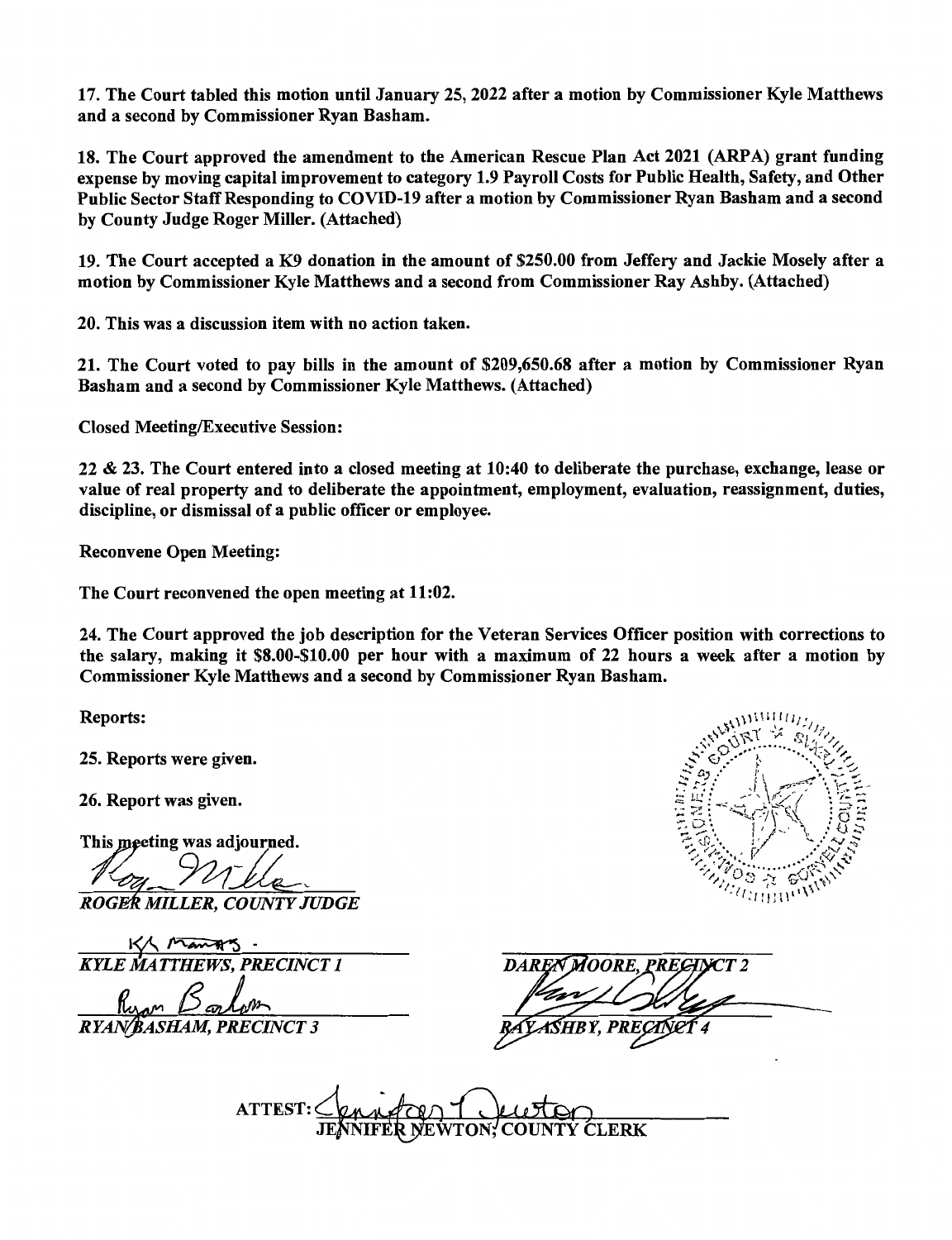**17. The Court tabled this motion until January 25, 2022 after a motion by Commissioner Kyle Matthews and a second by Commissioner Ryan Basham.**

**18. The Court approved the amendment to the American Rescue Plan Act 2021 (ARPA) grant funding expense by moving capital improvement to category 1.9 Payroll Costs for Public Health, Safety, and Other Public Sector Staff Responding to COVID-19 after a motion by Commissioner Ryan Basham and a second by County Judge Roger Miller. (Attached)**

**19. The Court accepted a K9 donation in the amount of $250.00 from Jeffery and Jackie Mosely after a motion by Commissioner Kyle Matthews and a second from Commissioner Ray Ashby. (Attached)**

**20. This was a discussion item with no action taken.**

**21. The Court voted to pay bills in the amount of $209,650.68 after a motion by Commissioner Ryan Basham and a second by Commissioner Kyle Matthews. (Attached)**

**Closed Meeting/Executive Session:**

**22 & 23. The Court entered into a closed meeting at 10:40 to deliberate the purchase, exchange, lease or value of real property and to deliberate the appointment, employment, evaluation, reassignment, duties, discipline, or dismissal of a public officer or employee.**

**Reconvene Open Meeting:**

**The Court reconvened the open meeting at 11:02.**

**24. The Court approved the job description for the Veteran Services Officer position with corrections to the salary, making it $8.00-$10.00 per hour with a maximum of 22 hours a week after a motion by Commissioner Kyle Matthews and a second by Commissioner Ryan Basham.**

**Reports:**

**25. Reports were given.**

**26. Report was given.**

**This meeting was adjourned.**

***ROGER MILLER, COUNTY JUDGE***

***KYLE MATTHEWS, PRECINCT 1***

***DAREN MOORE, PRECINCT 2***

***RYAN BASHAM, PRECINCT 3***

***RAY ASHBY, PRECINCT 4***

**ATTEST:**
**JENNIFER NEWTON, COUNTY CLERK**